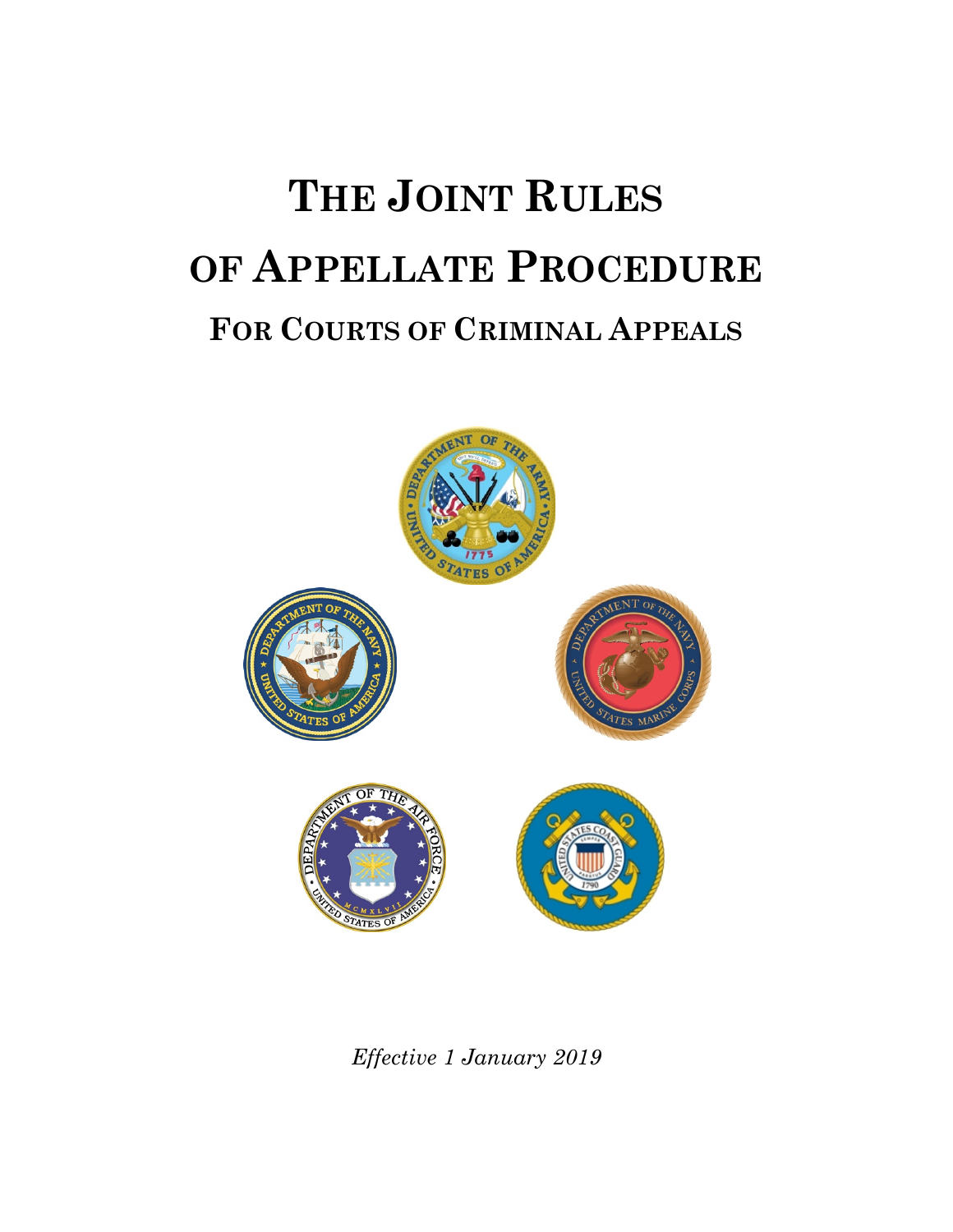# THE JOINT RULES OF APPELLATE PROCEDURE

## FOR COURTS OF CRIMINAL APPEALS

*Effective 1 January 2019*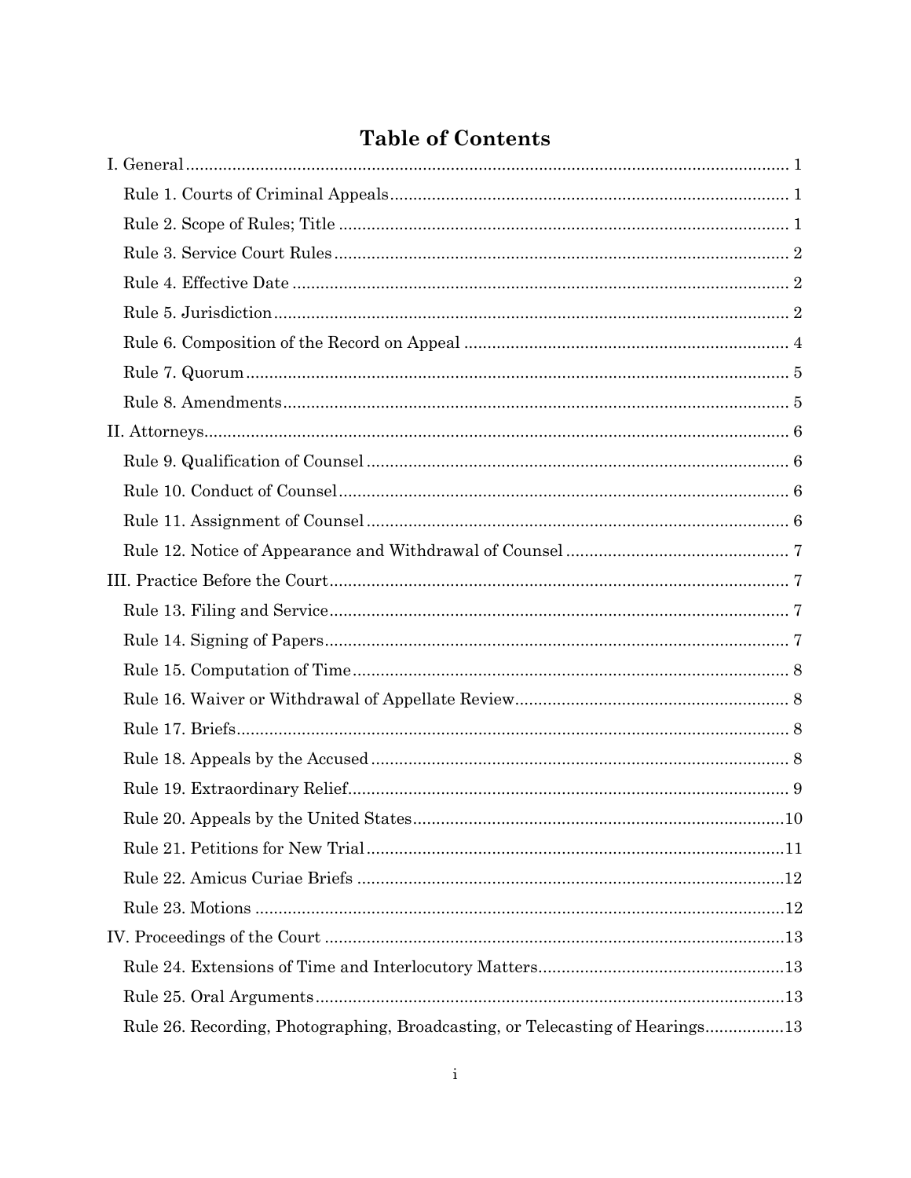# Table of Contents

I. General ..... 1

- Rule 1. Courts of Criminal Appeals ..... 1
- Rule 2. Scope of Rules; Title ..... 1
- Rule 3. Service Court Rules ..... 2
- Rule 4. Effective Date ..... 2
- Rule 5. Jurisdiction ..... 2
- Rule 6. Composition of the Record on Appeal ..... 4
- Rule 7. Quorum ..... 5
- Rule 8. Amendments ..... 5

II. Attorneys ..... 6

- Rule 9. Qualification of Counsel ..... 6
- Rule 10. Conduct of Counsel ..... 6
- Rule 11. Assignment of Counsel ..... 6
- Rule 12. Notice of Appearance and Withdrawal of Counsel ..... 7

III. Practice Before the Court ..... 7

- Rule 13. Filing and Service ..... 7
- Rule 14. Signing of Papers ..... 7
- Rule 15. Computation of Time ..... 8
- Rule 16. Waiver or Withdrawal of Appellate Review ..... 8
- Rule 17. Briefs ..... 8
- Rule 18. Appeals by the Accused ..... 8
- Rule 19. Extraordinary Relief ..... 9
- Rule 20. Appeals by the United States ..... 10
- Rule 21. Petitions for New Trial ..... 11
- Rule 22. Amicus Curiae Briefs ..... 12
- Rule 23. Motions ..... 12

IV. Proceedings of the Court ..... 13

- Rule 24. Extensions of Time and Interlocutory Matters ..... 13
- Rule 25. Oral Arguments ..... 13
- Rule 26. Recording, Photographing, Broadcasting, or Telecasting of Hearings ..... 13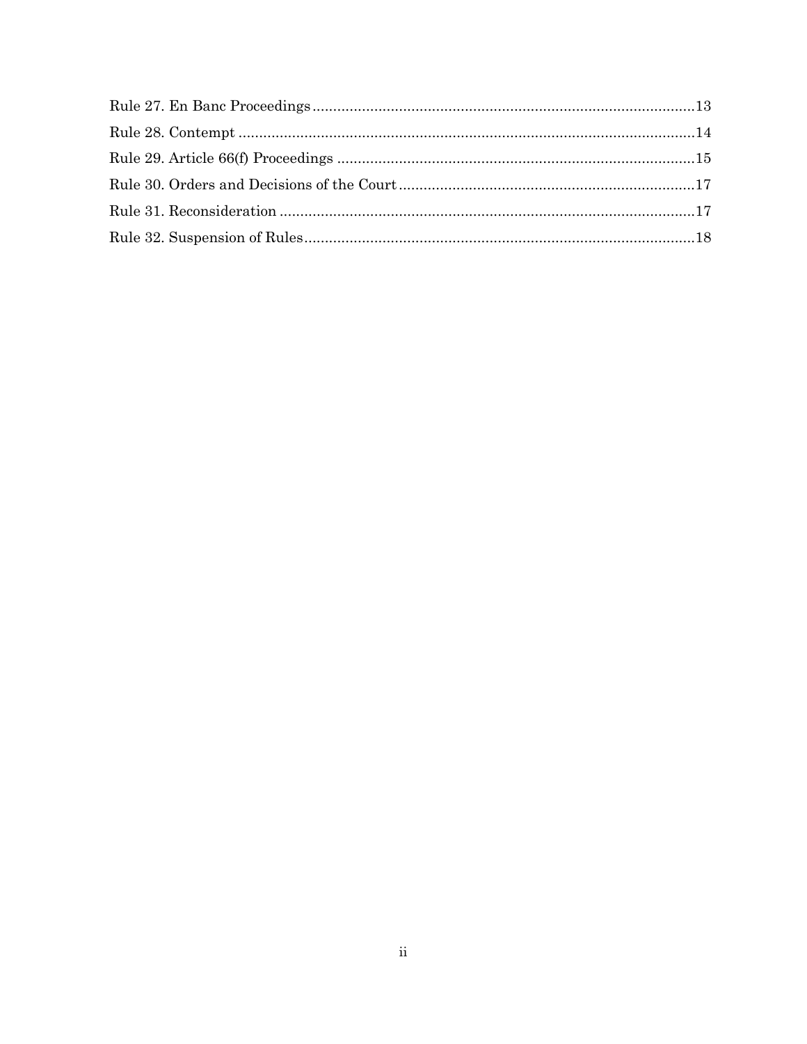Rule 27. En Banc Proceedings .....13

Rule 28. Contempt .....14

Rule 29. Article 66(f) Proceedings .....15

Rule 30. Orders and Decisions of the Court .....17

Rule 31. Reconsideration .....17

Rule 32. Suspension of Rules .....18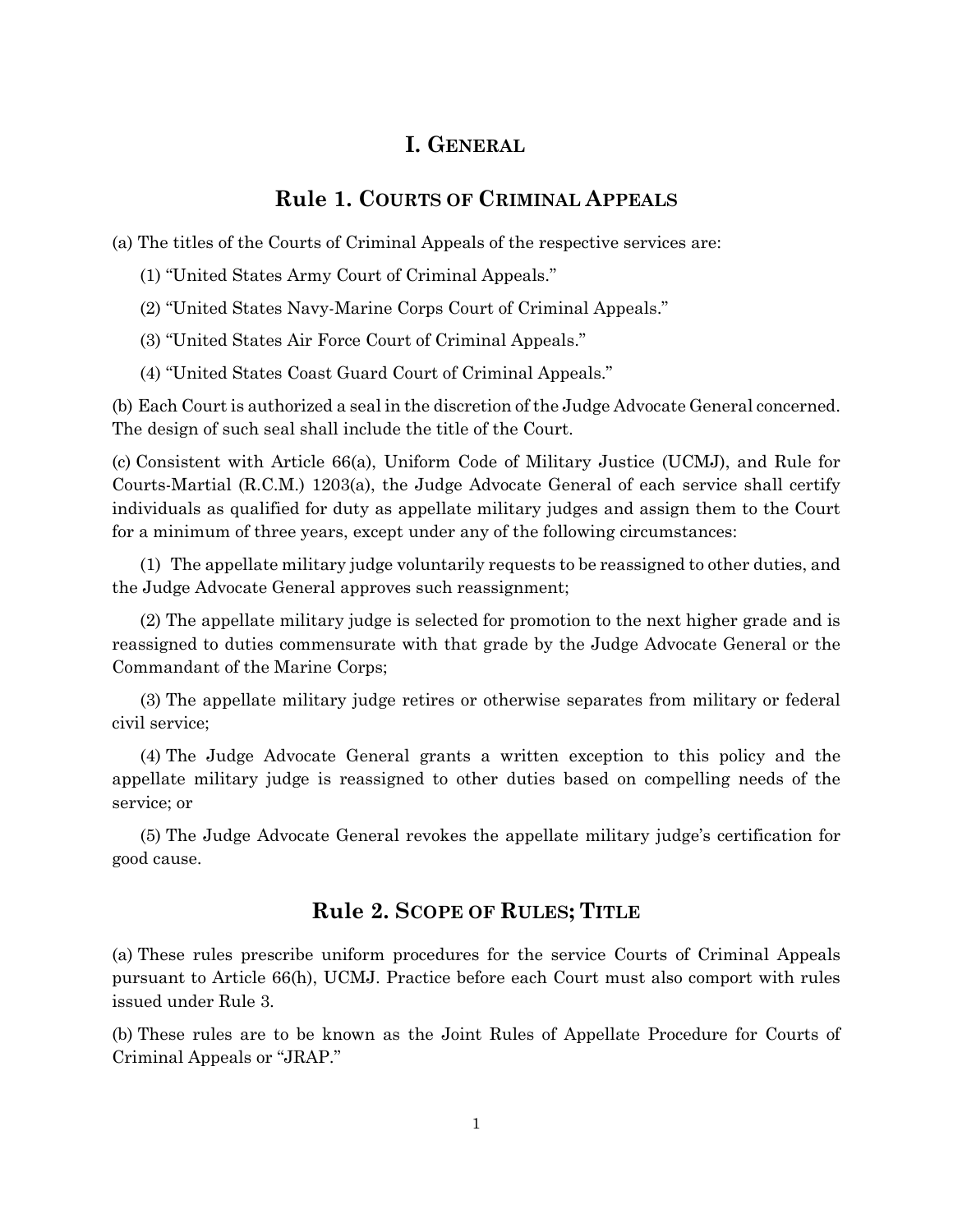# I. General

## Rule 1. Courts of Criminal Appeals

(a) The titles of the Courts of Criminal Appeals of the respective services are:

(1) "United States Army Court of Criminal Appeals."

(2) "United States Navy-Marine Corps Court of Criminal Appeals."

(3) "United States Air Force Court of Criminal Appeals."

(4) "United States Coast Guard Court of Criminal Appeals."

(b) Each Court is authorized a seal in the discretion of the Judge Advocate General concerned. The design of such seal shall include the title of the Court.

(c) Consistent with Article 66(a), Uniform Code of Military Justice (UCMJ), and Rule for Courts-Martial (R.C.M.) 1203(a), the Judge Advocate General of each service shall certify individuals as qualified for duty as appellate military judges and assign them to the Court for a minimum of three years, except under any of the following circumstances:

(1) The appellate military judge voluntarily requests to be reassigned to other duties, and the Judge Advocate General approves such reassignment;

(2) The appellate military judge is selected for promotion to the next higher grade and is reassigned to duties commensurate with that grade by the Judge Advocate General or the Commandant of the Marine Corps;

(3) The appellate military judge retires or otherwise separates from military or federal civil service;

(4) The Judge Advocate General grants a written exception to this policy and the appellate military judge is reassigned to other duties based on compelling needs of the service; or

(5) The Judge Advocate General revokes the appellate military judge's certification for good cause.

## Rule 2. Scope of Rules; Title

(a) These rules prescribe uniform procedures for the service Courts of Criminal Appeals pursuant to Article 66(h), UCMJ. Practice before each Court must also comport with rules issued under Rule 3.

(b) These rules are to be known as the Joint Rules of Appellate Procedure for Courts of Criminal Appeals or "JRAP."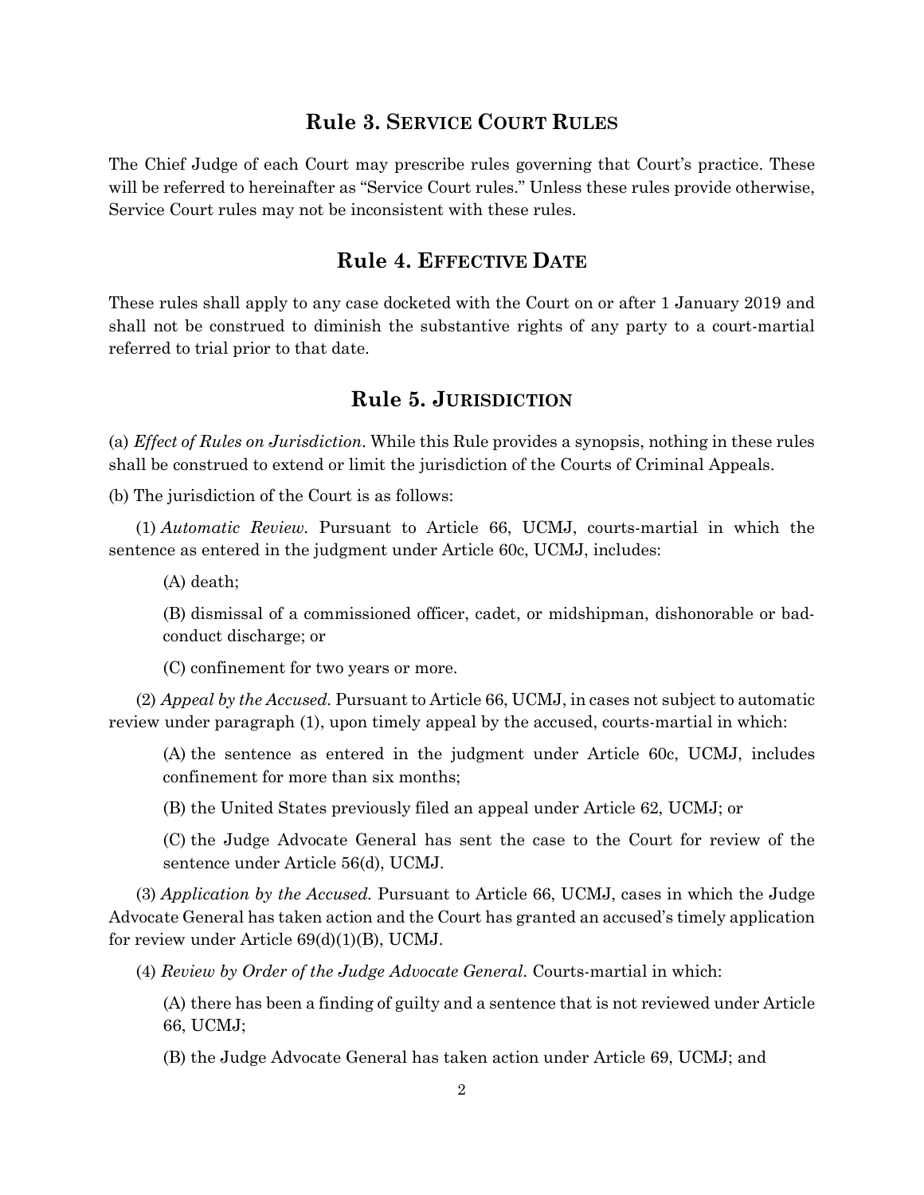## Rule 3. SERVICE COURT RULES

The Chief Judge of each Court may prescribe rules governing that Court's practice. These will be referred to hereinafter as "Service Court rules." Unless these rules provide otherwise, Service Court rules may not be inconsistent with these rules.

## Rule 4. EFFECTIVE DATE

These rules shall apply to any case docketed with the Court on or after 1 January 2019 and shall not be construed to diminish the substantive rights of any party to a court-martial referred to trial prior to that date.

## Rule 5. JURISDICTION

(a) *Effect of Rules on Jurisdiction*. While this Rule provides a synopsis, nothing in these rules shall be construed to extend or limit the jurisdiction of the Courts of Criminal Appeals.

(b) The jurisdiction of the Court is as follows:

(1) *Automatic Review.* Pursuant to Article 66, UCMJ, courts-martial in which the sentence as entered in the judgment under Article 60c, UCMJ, includes:

(A) death;

(B) dismissal of a commissioned officer, cadet, or midshipman, dishonorable or bad-conduct discharge; or

(C) confinement for two years or more.

(2) *Appeal by the Accused.* Pursuant to Article 66, UCMJ, in cases not subject to automatic review under paragraph (1), upon timely appeal by the accused, courts-martial in which:

(A) the sentence as entered in the judgment under Article 60c, UCMJ, includes confinement for more than six months;

(B) the United States previously filed an appeal under Article 62, UCMJ; or

(C) the Judge Advocate General has sent the case to the Court for review of the sentence under Article 56(d), UCMJ.

(3) *Application by the Accused.* Pursuant to Article 66, UCMJ, cases in which the Judge Advocate General has taken action and the Court has granted an accused's timely application for review under Article 69(d)(1)(B), UCMJ.

(4) *Review by Order of the Judge Advocate General.* Courts-martial in which:

(A) there has been a finding of guilty and a sentence that is not reviewed under Article 66, UCMJ;

(B) the Judge Advocate General has taken action under Article 69, UCMJ; and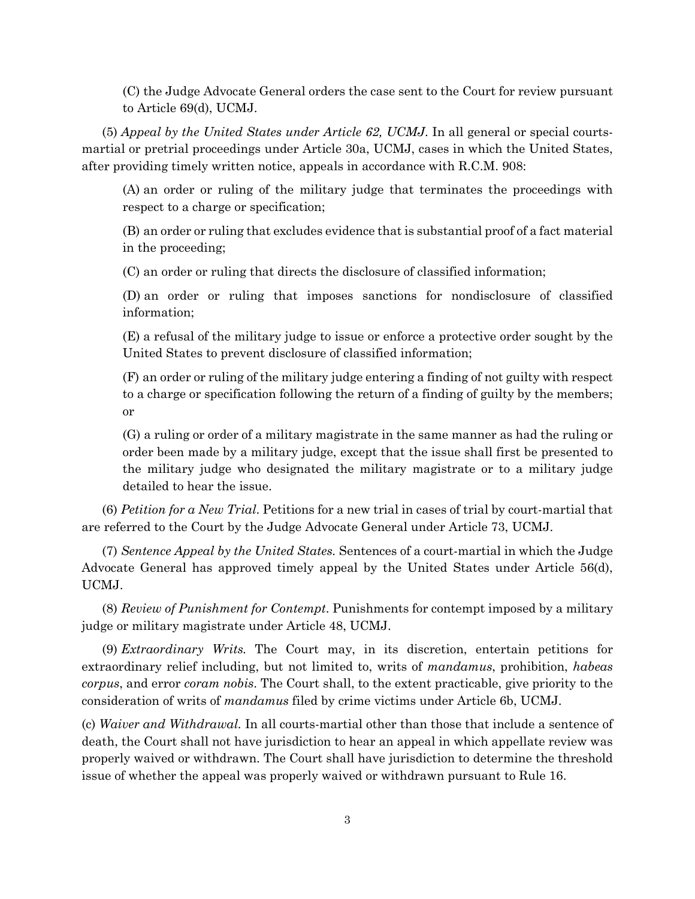(C) the Judge Advocate General orders the case sent to the Court for review pursuant to Article 69(d), UCMJ.

(5) *Appeal by the United States under Article 62, UCMJ*. In all general or special courts-martial or pretrial proceedings under Article 30a, UCMJ, cases in which the United States, after providing timely written notice, appeals in accordance with R.C.M. 908:

(A) an order or ruling of the military judge that terminates the proceedings with respect to a charge or specification;

(B) an order or ruling that excludes evidence that is substantial proof of a fact material in the proceeding;

(C) an order or ruling that directs the disclosure of classified information;

(D) an order or ruling that imposes sanctions for nondisclosure of classified information;

(E) a refusal of the military judge to issue or enforce a protective order sought by the United States to prevent disclosure of classified information;

(F) an order or ruling of the military judge entering a finding of not guilty with respect to a charge or specification following the return of a finding of guilty by the members; or

(G) a ruling or order of a military magistrate in the same manner as had the ruling or order been made by a military judge, except that the issue shall first be presented to the military judge who designated the military magistrate or to a military judge detailed to hear the issue.

(6) *Petition for a New Trial*. Petitions for a new trial in cases of trial by court-martial that are referred to the Court by the Judge Advocate General under Article 73, UCMJ.

(7) *Sentence Appeal by the United States.* Sentences of a court-martial in which the Judge Advocate General has approved timely appeal by the United States under Article 56(d), UCMJ.

(8) *Review of Punishment for Contempt*. Punishments for contempt imposed by a military judge or military magistrate under Article 48, UCMJ.

(9) *Extraordinary Writs.* The Court may, in its discretion, entertain petitions for extraordinary relief including, but not limited to, writs of *mandamus*, prohibition, *habeas corpus*, and error *coram nobis*. The Court shall, to the extent practicable, give priority to the consideration of writs of *mandamus* filed by crime victims under Article 6b, UCMJ.

(c) *Waiver and Withdrawal.* In all courts-martial other than those that include a sentence of death, the Court shall not have jurisdiction to hear an appeal in which appellate review was properly waived or withdrawn. The Court shall have jurisdiction to determine the threshold issue of whether the appeal was properly waived or withdrawn pursuant to Rule 16.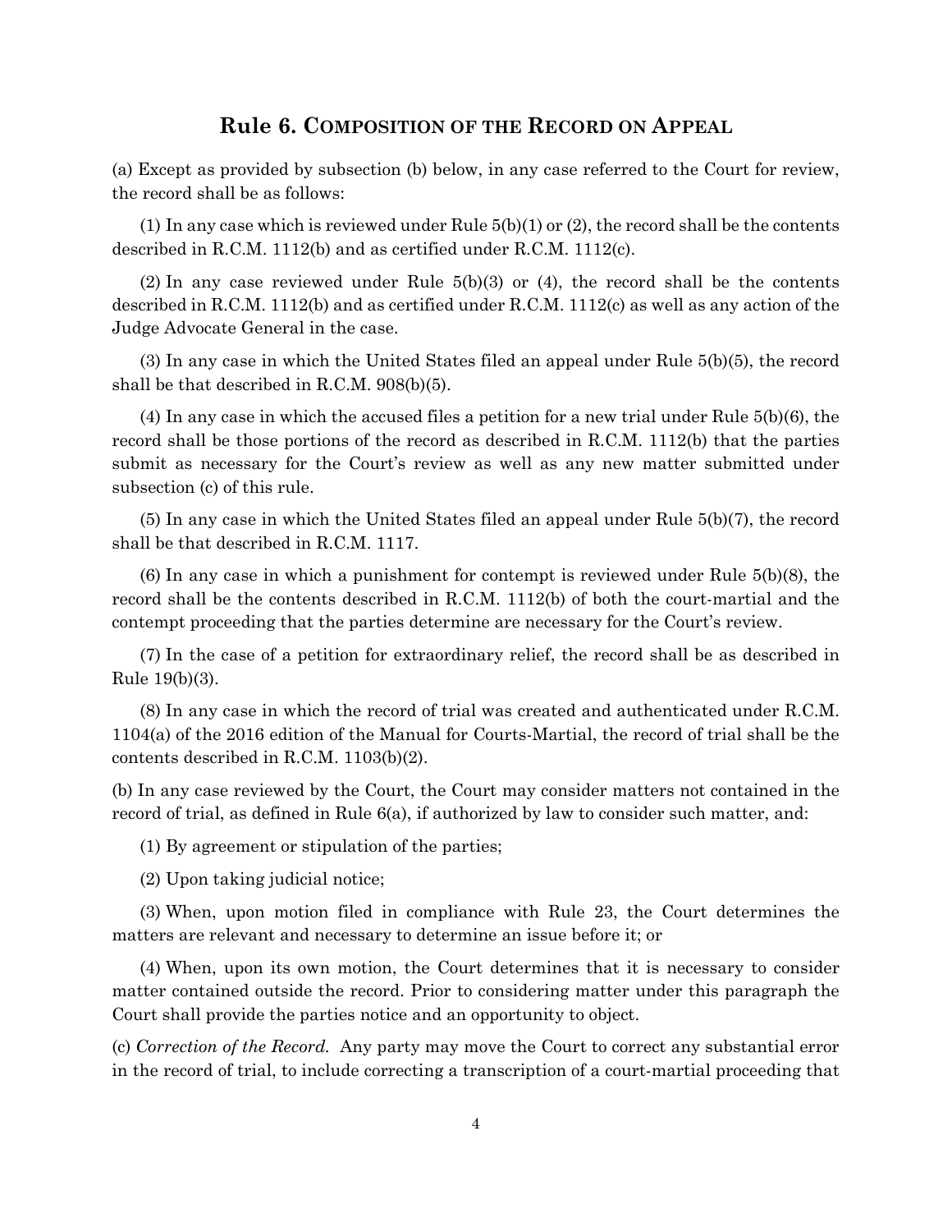## Rule 6. COMPOSITION OF THE RECORD ON APPEAL

(a) Except as provided by subsection (b) below, in any case referred to the Court for review, the record shall be as follows:

(1) In any case which is reviewed under Rule 5(b)(1) or (2), the record shall be the contents described in R.C.M. 1112(b) and as certified under R.C.M. 1112(c).

(2) In any case reviewed under Rule 5(b)(3) or (4), the record shall be the contents described in R.C.M. 1112(b) and as certified under R.C.M. 1112(c) as well as any action of the Judge Advocate General in the case.

(3) In any case in which the United States filed an appeal under Rule 5(b)(5), the record shall be that described in R.C.M. 908(b)(5).

(4) In any case in which the accused files a petition for a new trial under Rule 5(b)(6), the record shall be those portions of the record as described in R.C.M. 1112(b) that the parties submit as necessary for the Court's review as well as any new matter submitted under subsection (c) of this rule.

(5) In any case in which the United States filed an appeal under Rule 5(b)(7), the record shall be that described in R.C.M. 1117.

(6) In any case in which a punishment for contempt is reviewed under Rule 5(b)(8), the record shall be the contents described in R.C.M. 1112(b) of both the court-martial and the contempt proceeding that the parties determine are necessary for the Court's review.

(7) In the case of a petition for extraordinary relief, the record shall be as described in Rule 19(b)(3).

(8) In any case in which the record of trial was created and authenticated under R.C.M. 1104(a) of the 2016 edition of the Manual for Courts-Martial, the record of trial shall be the contents described in R.C.M. 1103(b)(2).

(b) In any case reviewed by the Court, the Court may consider matters not contained in the record of trial, as defined in Rule 6(a), if authorized by law to consider such matter, and:

(1) By agreement or stipulation of the parties;

(2) Upon taking judicial notice;

(3) When, upon motion filed in compliance with Rule 23, the Court determines the matters are relevant and necessary to determine an issue before it; or

(4) When, upon its own motion, the Court determines that it is necessary to consider matter contained outside the record. Prior to considering matter under this paragraph the Court shall provide the parties notice and an opportunity to object.

(c) *Correction of the Record.* Any party may move the Court to correct any substantial error in the record of trial, to include correcting a transcription of a court-martial proceeding that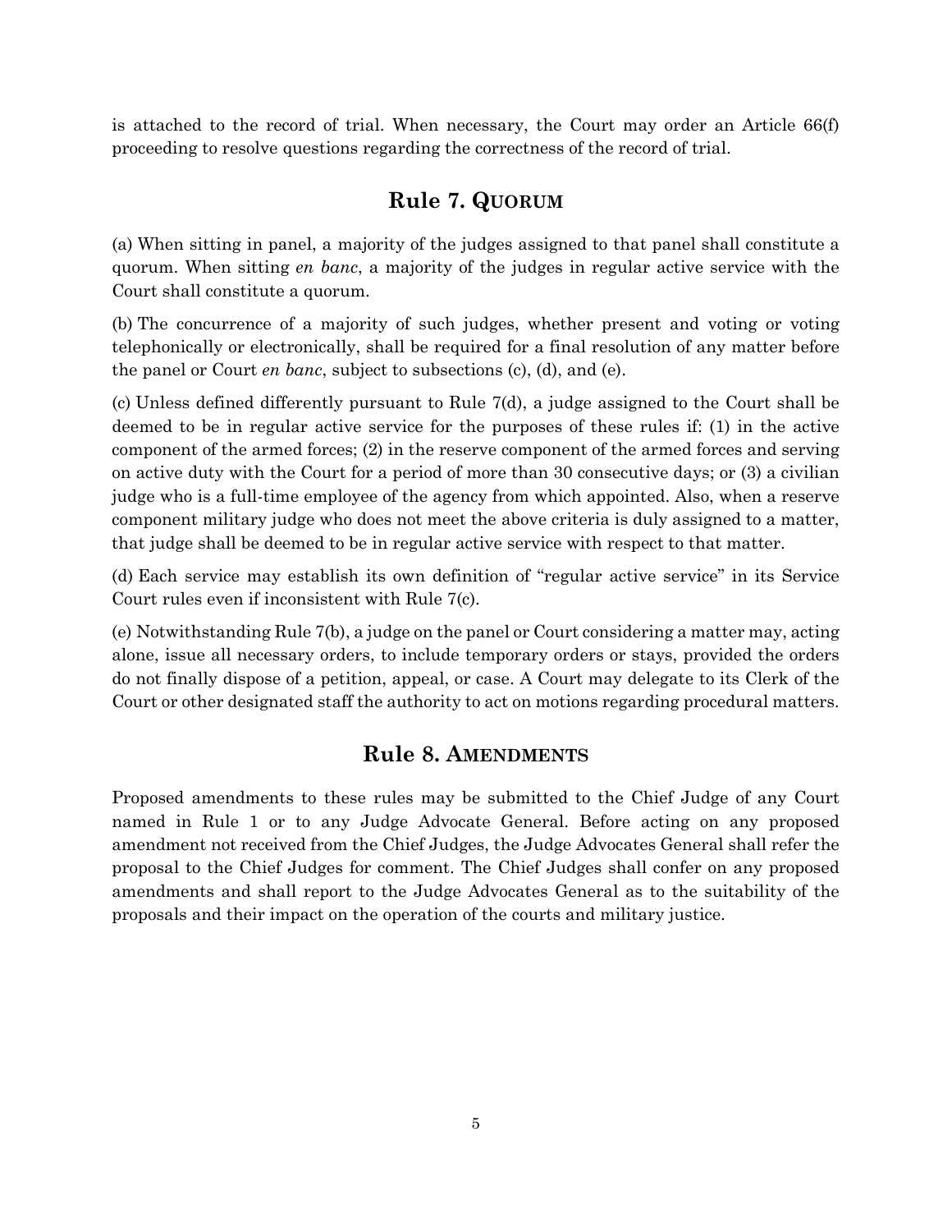is attached to the record of trial. When necessary, the Court may order an Article 66(f) proceeding to resolve questions regarding the correctness of the record of trial.

## Rule 7. QUORUM

(a) When sitting in panel, a majority of the judges assigned to that panel shall constitute a quorum. When sitting *en banc*, a majority of the judges in regular active service with the Court shall constitute a quorum.

(b) The concurrence of a majority of such judges, whether present and voting or voting telephonically or electronically, shall be required for a final resolution of any matter before the panel or Court *en banc*, subject to subsections (c), (d), and (e).

(c) Unless defined differently pursuant to Rule 7(d), a judge assigned to the Court shall be deemed to be in regular active service for the purposes of these rules if: (1) in the active component of the armed forces; (2) in the reserve component of the armed forces and serving on active duty with the Court for a period of more than 30 consecutive days; or (3) a civilian judge who is a full-time employee of the agency from which appointed. Also, when a reserve component military judge who does not meet the above criteria is duly assigned to a matter, that judge shall be deemed to be in regular active service with respect to that matter.

(d) Each service may establish its own definition of "regular active service" in its Service Court rules even if inconsistent with Rule 7(c).

(e) Notwithstanding Rule 7(b), a judge on the panel or Court considering a matter may, acting alone, issue all necessary orders, to include temporary orders or stays, provided the orders do not finally dispose of a petition, appeal, or case. A Court may delegate to its Clerk of the Court or other designated staff the authority to act on motions regarding procedural matters.

## Rule 8. AMENDMENTS

Proposed amendments to these rules may be submitted to the Chief Judge of any Court named in Rule 1 or to any Judge Advocate General. Before acting on any proposed amendment not received from the Chief Judges, the Judge Advocates General shall refer the proposal to the Chief Judges for comment. The Chief Judges shall confer on any proposed amendments and shall report to the Judge Advocates General as to the suitability of the proposals and their impact on the operation of the courts and military justice.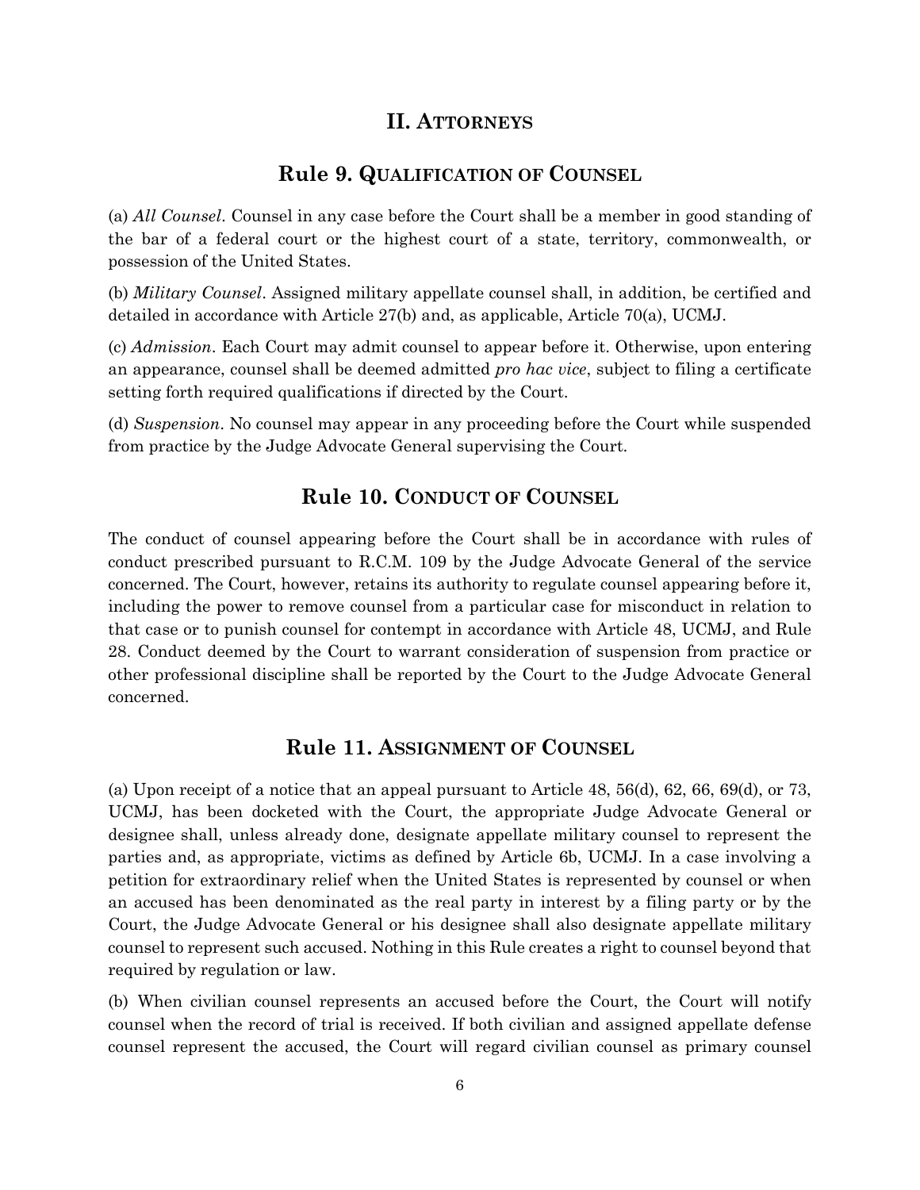# II. Attorneys

## Rule 9. Qualification of Counsel

(a) *All Counsel*. Counsel in any case before the Court shall be a member in good standing of the bar of a federal court or the highest court of a state, territory, commonwealth, or possession of the United States.

(b) *Military Counsel*. Assigned military appellate counsel shall, in addition, be certified and detailed in accordance with Article 27(b) and, as applicable, Article 70(a), UCMJ.

(c) *Admission*. Each Court may admit counsel to appear before it. Otherwise, upon entering an appearance, counsel shall be deemed admitted *pro hac vice*, subject to filing a certificate setting forth required qualifications if directed by the Court.

(d) *Suspension*. No counsel may appear in any proceeding before the Court while suspended from practice by the Judge Advocate General supervising the Court.

## Rule 10. Conduct of Counsel

The conduct of counsel appearing before the Court shall be in accordance with rules of conduct prescribed pursuant to R.C.M. 109 by the Judge Advocate General of the service concerned. The Court, however, retains its authority to regulate counsel appearing before it, including the power to remove counsel from a particular case for misconduct in relation to that case or to punish counsel for contempt in accordance with Article 48, UCMJ, and Rule 28. Conduct deemed by the Court to warrant consideration of suspension from practice or other professional discipline shall be reported by the Court to the Judge Advocate General concerned.

## Rule 11. Assignment of Counsel

(a) Upon receipt of a notice that an appeal pursuant to Article 48, 56(d), 62, 66, 69(d), or 73, UCMJ, has been docketed with the Court, the appropriate Judge Advocate General or designee shall, unless already done, designate appellate military counsel to represent the parties and, as appropriate, victims as defined by Article 6b, UCMJ. In a case involving a petition for extraordinary relief when the United States is represented by counsel or when an accused has been denominated as the real party in interest by a filing party or by the Court, the Judge Advocate General or his designee shall also designate appellate military counsel to represent such accused. Nothing in this Rule creates a right to counsel beyond that required by regulation or law.

(b) When civilian counsel represents an accused before the Court, the Court will notify counsel when the record of trial is received. If both civilian and assigned appellate defense counsel represent the accused, the Court will regard civilian counsel as primary counsel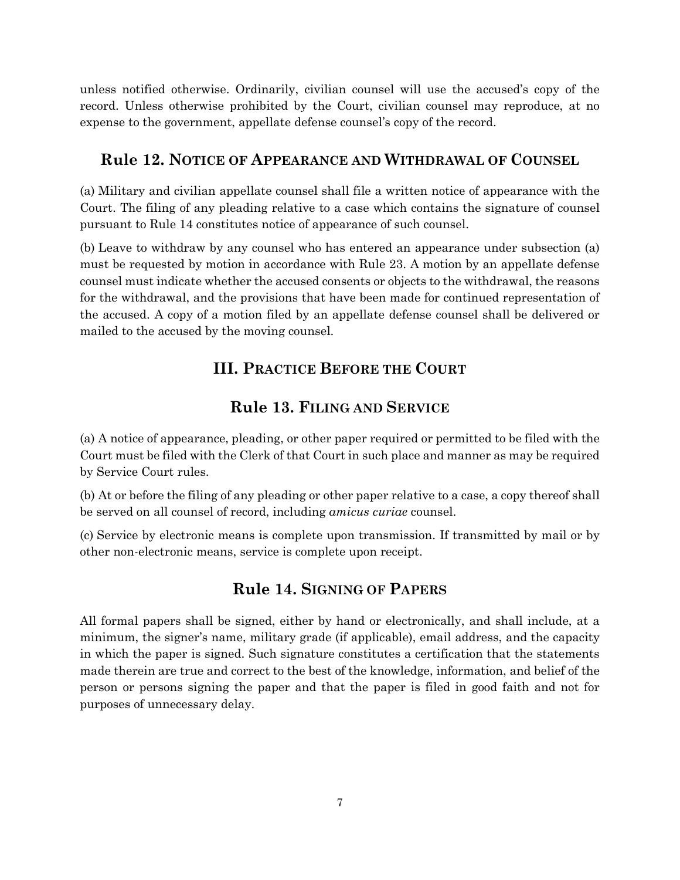unless notified otherwise. Ordinarily, civilian counsel will use the accused's copy of the record. Unless otherwise prohibited by the Court, civilian counsel may reproduce, at no expense to the government, appellate defense counsel's copy of the record.

## Rule 12. NOTICE OF APPEARANCE AND WITHDRAWAL OF COUNSEL

(a) Military and civilian appellate counsel shall file a written notice of appearance with the Court. The filing of any pleading relative to a case which contains the signature of counsel pursuant to Rule 14 constitutes notice of appearance of such counsel.

(b) Leave to withdraw by any counsel who has entered an appearance under subsection (a) must be requested by motion in accordance with Rule 23. A motion by an appellate defense counsel must indicate whether the accused consents or objects to the withdrawal, the reasons for the withdrawal, and the provisions that have been made for continued representation of the accused. A copy of a motion filed by an appellate defense counsel shall be delivered or mailed to the accused by the moving counsel.

# III. PRACTICE BEFORE THE COURT

## Rule 13. FILING AND SERVICE

(a) A notice of appearance, pleading, or other paper required or permitted to be filed with the Court must be filed with the Clerk of that Court in such place and manner as may be required by Service Court rules.

(b) At or before the filing of any pleading or other paper relative to a case, a copy thereof shall be served on all counsel of record, including *amicus curiae* counsel.

(c) Service by electronic means is complete upon transmission. If transmitted by mail or by other non-electronic means, service is complete upon receipt.

## Rule 14. SIGNING OF PAPERS

All formal papers shall be signed, either by hand or electronically, and shall include, at a minimum, the signer's name, military grade (if applicable), email address, and the capacity in which the paper is signed. Such signature constitutes a certification that the statements made therein are true and correct to the best of the knowledge, information, and belief of the person or persons signing the paper and that the paper is filed in good faith and not for purposes of unnecessary delay.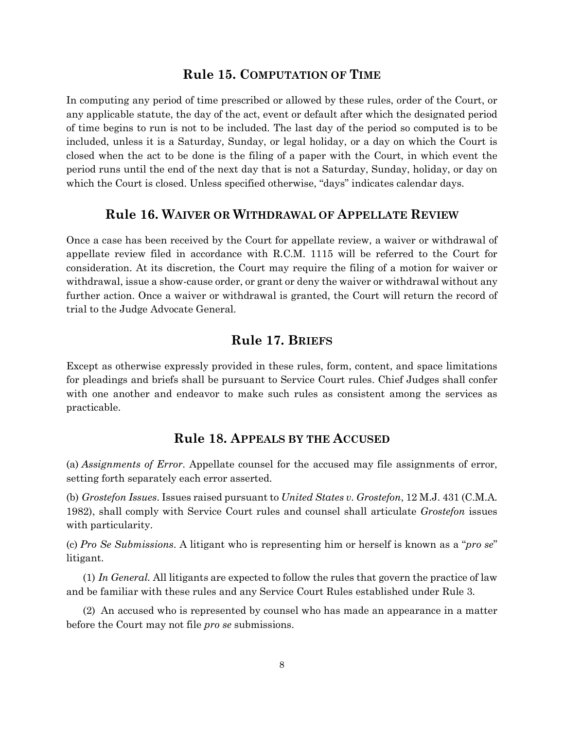## Rule 15. Computation of Time

In computing any period of time prescribed or allowed by these rules, order of the Court, or any applicable statute, the day of the act, event or default after which the designated period of time begins to run is not to be included. The last day of the period so computed is to be included, unless it is a Saturday, Sunday, or legal holiday, or a day on which the Court is closed when the act to be done is the filing of a paper with the Court, in which event the period runs until the end of the next day that is not a Saturday, Sunday, holiday, or day on which the Court is closed. Unless specified otherwise, "days" indicates calendar days.

## Rule 16. Waiver or Withdrawal of Appellate Review

Once a case has been received by the Court for appellate review, a waiver or withdrawal of appellate review filed in accordance with R.C.M. 1115 will be referred to the Court for consideration. At its discretion, the Court may require the filing of a motion for waiver or withdrawal, issue a show-cause order, or grant or deny the waiver or withdrawal without any further action. Once a waiver or withdrawal is granted, the Court will return the record of trial to the Judge Advocate General.

## Rule 17. Briefs

Except as otherwise expressly provided in these rules, form, content, and space limitations for pleadings and briefs shall be pursuant to Service Court rules. Chief Judges shall confer with one another and endeavor to make such rules as consistent among the services as practicable.

## Rule 18. Appeals by the Accused

(a) *Assignments of Error*. Appellate counsel for the accused may file assignments of error, setting forth separately each error asserted.

(b) *Grostefon Issues*. Issues raised pursuant to *United States v. Grostefon*, 12 M.J. 431 (C.M.A. 1982), shall comply with Service Court rules and counsel shall articulate *Grostefon* issues with particularity.

(c) *Pro Se Submissions*. A litigant who is representing him or herself is known as a "*pro se*" litigant.

(1) *In General.* All litigants are expected to follow the rules that govern the practice of law and be familiar with these rules and any Service Court Rules established under Rule 3.

(2) An accused who is represented by counsel who has made an appearance in a matter before the Court may not file *pro se* submissions.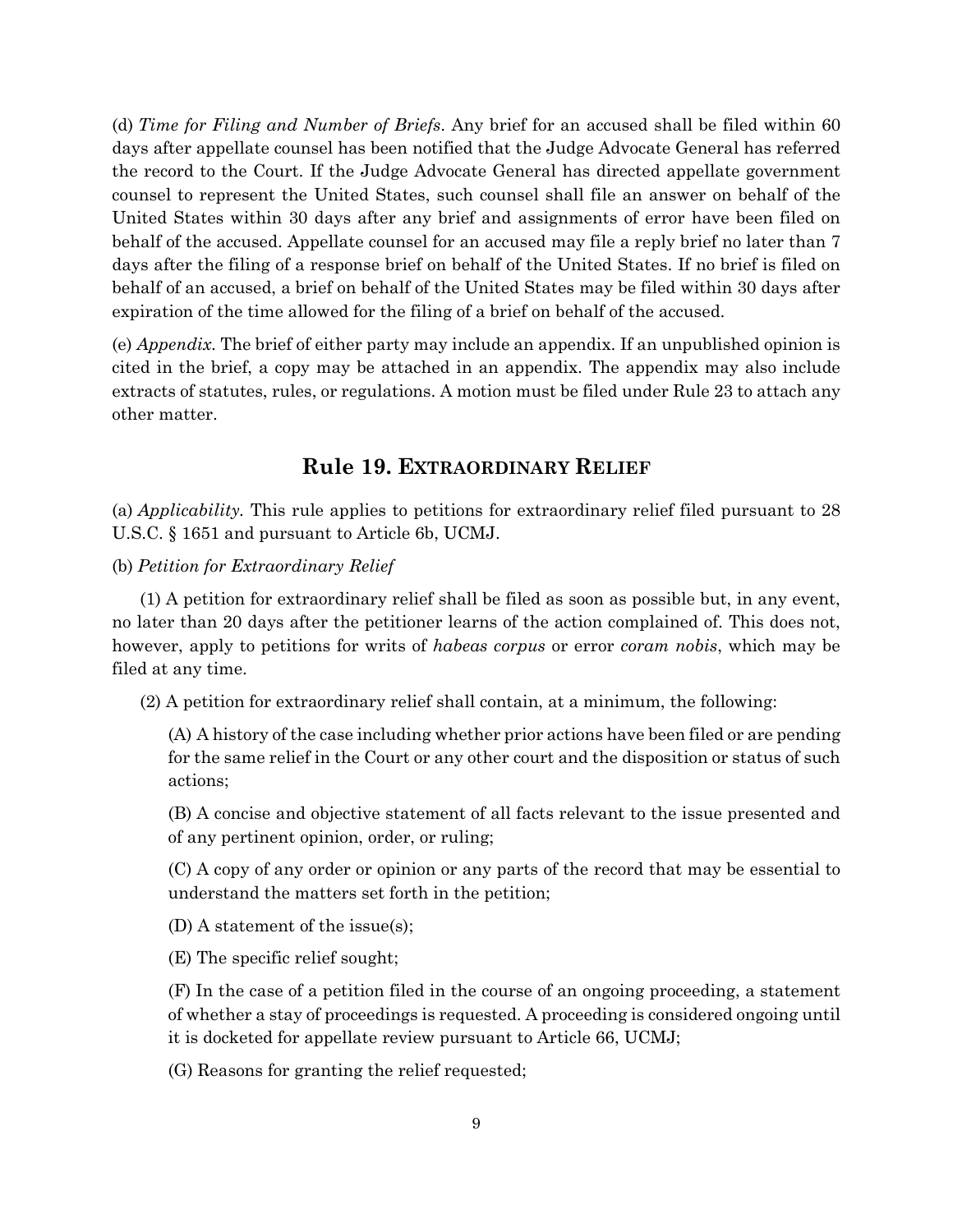(d) *Time for Filing and Number of Briefs*. Any brief for an accused shall be filed within 60 days after appellate counsel has been notified that the Judge Advocate General has referred the record to the Court. If the Judge Advocate General has directed appellate government counsel to represent the United States, such counsel shall file an answer on behalf of the United States within 30 days after any brief and assignments of error have been filed on behalf of the accused. Appellate counsel for an accused may file a reply brief no later than 7 days after the filing of a response brief on behalf of the United States. If no brief is filed on behalf of an accused, a brief on behalf of the United States may be filed within 30 days after expiration of the time allowed for the filing of a brief on behalf of the accused.

(e) *Appendix*. The brief of either party may include an appendix. If an unpublished opinion is cited in the brief, a copy may be attached in an appendix. The appendix may also include extracts of statutes, rules, or regulations. A motion must be filed under Rule 23 to attach any other matter.

## Rule 19. EXTRAORDINARY RELIEF

(a) *Applicability*. This rule applies to petitions for extraordinary relief filed pursuant to 28 U.S.C. § 1651 and pursuant to Article 6b, UCMJ.

(b) *Petition for Extraordinary Relief*

(1) A petition for extraordinary relief shall be filed as soon as possible but, in any event, no later than 20 days after the petitioner learns of the action complained of. This does not, however, apply to petitions for writs of *habeas corpus* or error *coram nobis*, which may be filed at any time.

(2) A petition for extraordinary relief shall contain, at a minimum, the following:

(A) A history of the case including whether prior actions have been filed or are pending for the same relief in the Court or any other court and the disposition or status of such actions;

(B) A concise and objective statement of all facts relevant to the issue presented and of any pertinent opinion, order, or ruling;

(C) A copy of any order or opinion or any parts of the record that may be essential to understand the matters set forth in the petition;

(D) A statement of the issue(s);

(E) The specific relief sought;

(F) In the case of a petition filed in the course of an ongoing proceeding, a statement of whether a stay of proceedings is requested. A proceeding is considered ongoing until it is docketed for appellate review pursuant to Article 66, UCMJ;

(G) Reasons for granting the relief requested;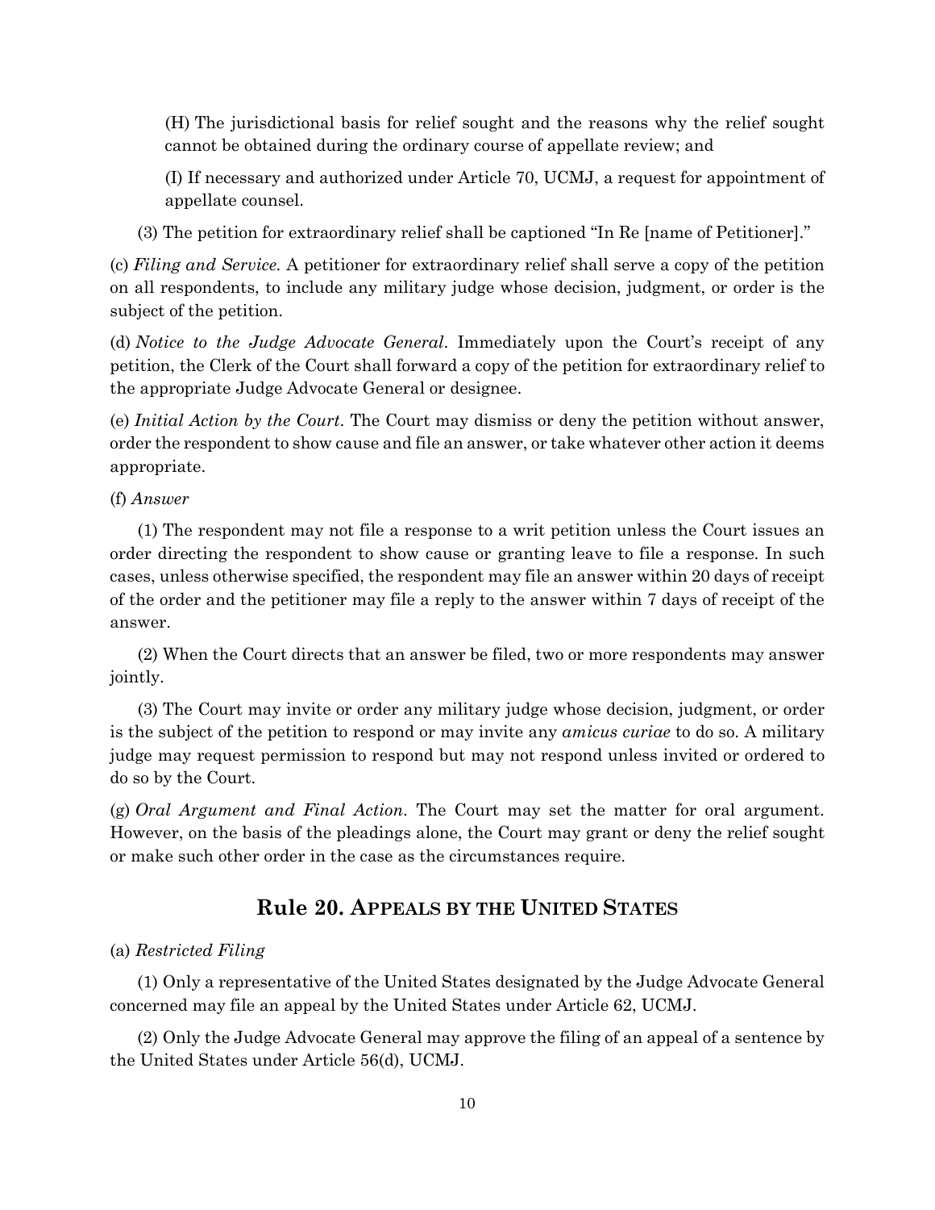(H) The jurisdictional basis for relief sought and the reasons why the relief sought cannot be obtained during the ordinary course of appellate review; and

(I) If necessary and authorized under Article 70, UCMJ, a request for appointment of appellate counsel.

(3) The petition for extraordinary relief shall be captioned "In Re [name of Petitioner]."

(c) *Filing and Service.* A petitioner for extraordinary relief shall serve a copy of the petition on all respondents, to include any military judge whose decision, judgment, or order is the subject of the petition.

(d) *Notice to the Judge Advocate General*. Immediately upon the Court's receipt of any petition, the Clerk of the Court shall forward a copy of the petition for extraordinary relief to the appropriate Judge Advocate General or designee.

(e) *Initial Action by the Court*. The Court may dismiss or deny the petition without answer, order the respondent to show cause and file an answer, or take whatever other action it deems appropriate.

(f) *Answer*

(1) The respondent may not file a response to a writ petition unless the Court issues an order directing the respondent to show cause or granting leave to file a response. In such cases, unless otherwise specified, the respondent may file an answer within 20 days of receipt of the order and the petitioner may file a reply to the answer within 7 days of receipt of the answer.

(2) When the Court directs that an answer be filed, two or more respondents may answer jointly.

(3) The Court may invite or order any military judge whose decision, judgment, or order is the subject of the petition to respond or may invite any *amicus curiae* to do so. A military judge may request permission to respond but may not respond unless invited or ordered to do so by the Court.

(g) *Oral Argument and Final Action*. The Court may set the matter for oral argument. However, on the basis of the pleadings alone, the Court may grant or deny the relief sought or make such other order in the case as the circumstances require.

## Rule 20. APPEALS BY THE UNITED STATES

(a) *Restricted Filing*

(1) Only a representative of the United States designated by the Judge Advocate General concerned may file an appeal by the United States under Article 62, UCMJ.

(2) Only the Judge Advocate General may approve the filing of an appeal of a sentence by the United States under Article 56(d), UCMJ.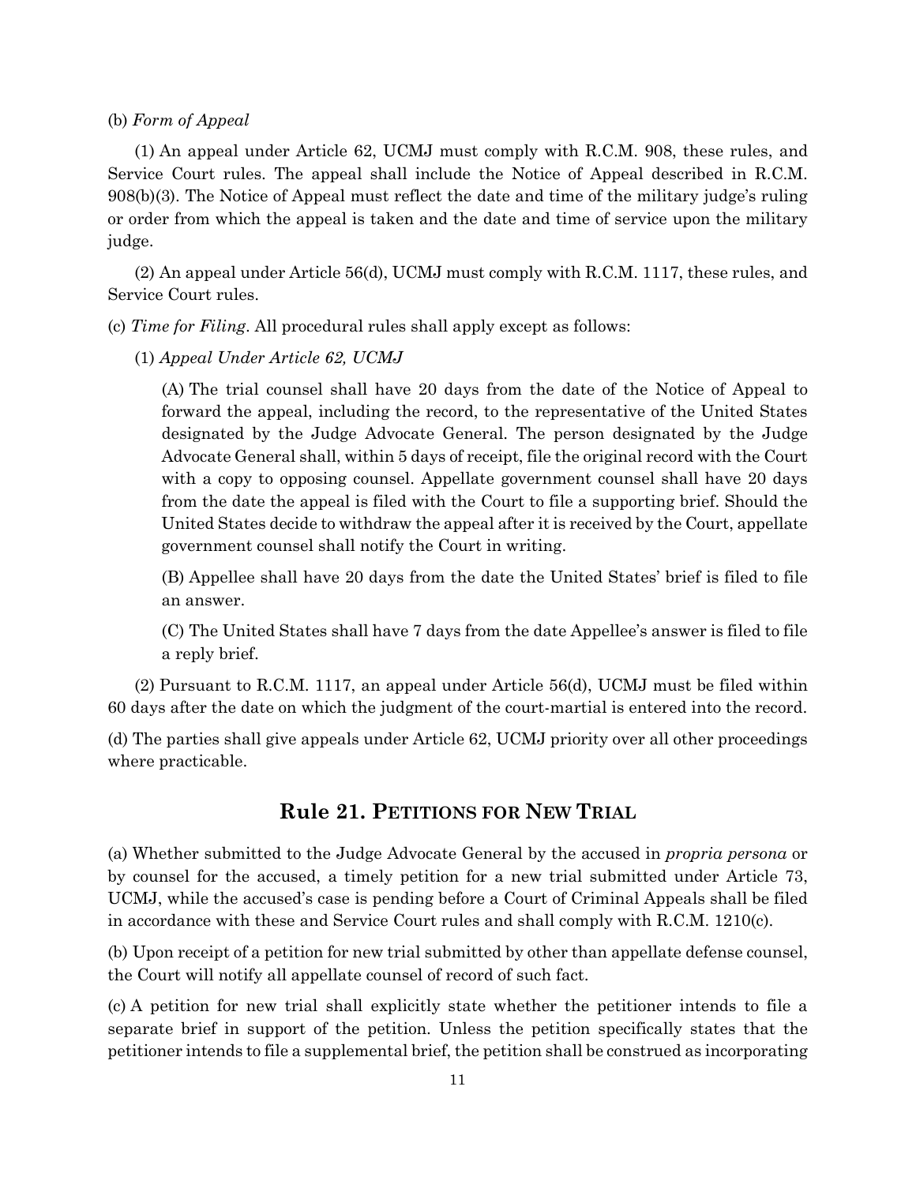(b) *Form of Appeal*

(1) An appeal under Article 62, UCMJ must comply with R.C.M. 908, these rules, and Service Court rules. The appeal shall include the Notice of Appeal described in R.C.M. 908(b)(3). The Notice of Appeal must reflect the date and time of the military judge's ruling or order from which the appeal is taken and the date and time of service upon the military judge.

(2) An appeal under Article 56(d), UCMJ must comply with R.C.M. 1117, these rules, and Service Court rules.

(c) *Time for Filing*. All procedural rules shall apply except as follows:

(1) *Appeal Under Article 62, UCMJ*

(A) The trial counsel shall have 20 days from the date of the Notice of Appeal to forward the appeal, including the record, to the representative of the United States designated by the Judge Advocate General. The person designated by the Judge Advocate General shall, within 5 days of receipt, file the original record with the Court with a copy to opposing counsel. Appellate government counsel shall have 20 days from the date the appeal is filed with the Court to file a supporting brief. Should the United States decide to withdraw the appeal after it is received by the Court, appellate government counsel shall notify the Court in writing.

(B) Appellee shall have 20 days from the date the United States' brief is filed to file an answer.

(C) The United States shall have 7 days from the date Appellee's answer is filed to file a reply brief.

(2) Pursuant to R.C.M. 1117, an appeal under Article 56(d), UCMJ must be filed within 60 days after the date on which the judgment of the court-martial is entered into the record.

(d) The parties shall give appeals under Article 62, UCMJ priority over all other proceedings where practicable.

## Rule 21. PETITIONS FOR NEW TRIAL

(a) Whether submitted to the Judge Advocate General by the accused in *propria persona* or by counsel for the accused, a timely petition for a new trial submitted under Article 73, UCMJ, while the accused's case is pending before a Court of Criminal Appeals shall be filed in accordance with these and Service Court rules and shall comply with R.C.M. 1210(c).

(b) Upon receipt of a petition for new trial submitted by other than appellate defense counsel, the Court will notify all appellate counsel of record of such fact.

(c) A petition for new trial shall explicitly state whether the petitioner intends to file a separate brief in support of the petition. Unless the petition specifically states that the petitioner intends to file a supplemental brief, the petition shall be construed as incorporating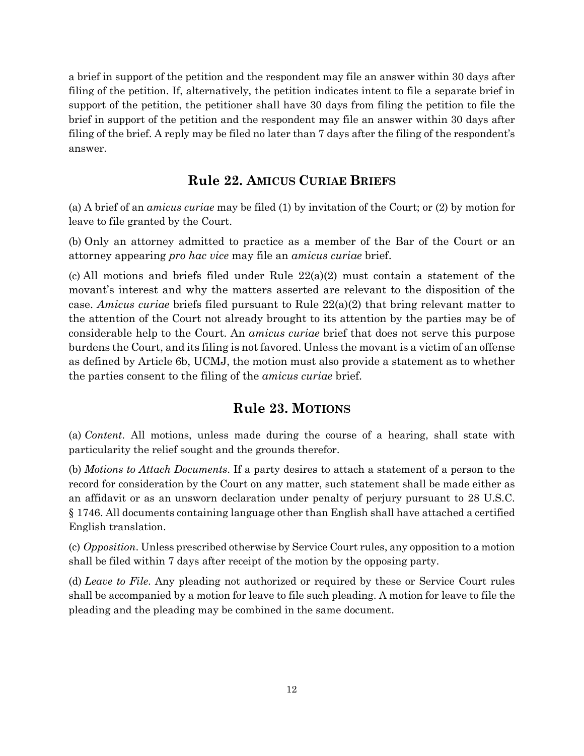a brief in support of the petition and the respondent may file an answer within 30 days after filing of the petition. If, alternatively, the petition indicates intent to file a separate brief in support of the petition, the petitioner shall have 30 days from filing the petition to file the brief in support of the petition and the respondent may file an answer within 30 days after filing of the brief. A reply may be filed no later than 7 days after the filing of the respondent's answer.

## Rule 22. AMICUS CURIAE BRIEFS

(a) A brief of an *amicus curiae* may be filed (1) by invitation of the Court; or (2) by motion for leave to file granted by the Court.

(b) Only an attorney admitted to practice as a member of the Bar of the Court or an attorney appearing *pro hac vice* may file an *amicus curiae* brief.

(c) All motions and briefs filed under Rule 22(a)(2) must contain a statement of the movant's interest and why the matters asserted are relevant to the disposition of the case. *Amicus curiae* briefs filed pursuant to Rule 22(a)(2) that bring relevant matter to the attention of the Court not already brought to its attention by the parties may be of considerable help to the Court. An *amicus curiae* brief that does not serve this purpose burdens the Court, and its filing is not favored. Unless the movant is a victim of an offense as defined by Article 6b, UCMJ, the motion must also provide a statement as to whether the parties consent to the filing of the *amicus curiae* brief.

## Rule 23. MOTIONS

(a) *Content*. All motions, unless made during the course of a hearing, shall state with particularity the relief sought and the grounds therefor.

(b) *Motions to Attach Documents*. If a party desires to attach a statement of a person to the record for consideration by the Court on any matter, such statement shall be made either as an affidavit or as an unsworn declaration under penalty of perjury pursuant to 28 U.S.C. § 1746. All documents containing language other than English shall have attached a certified English translation.

(c) *Opposition*. Unless prescribed otherwise by Service Court rules, any opposition to a motion shall be filed within 7 days after receipt of the motion by the opposing party.

(d) *Leave to File*. Any pleading not authorized or required by these or Service Court rules shall be accompanied by a motion for leave to file such pleading. A motion for leave to file the pleading and the pleading may be combined in the same document.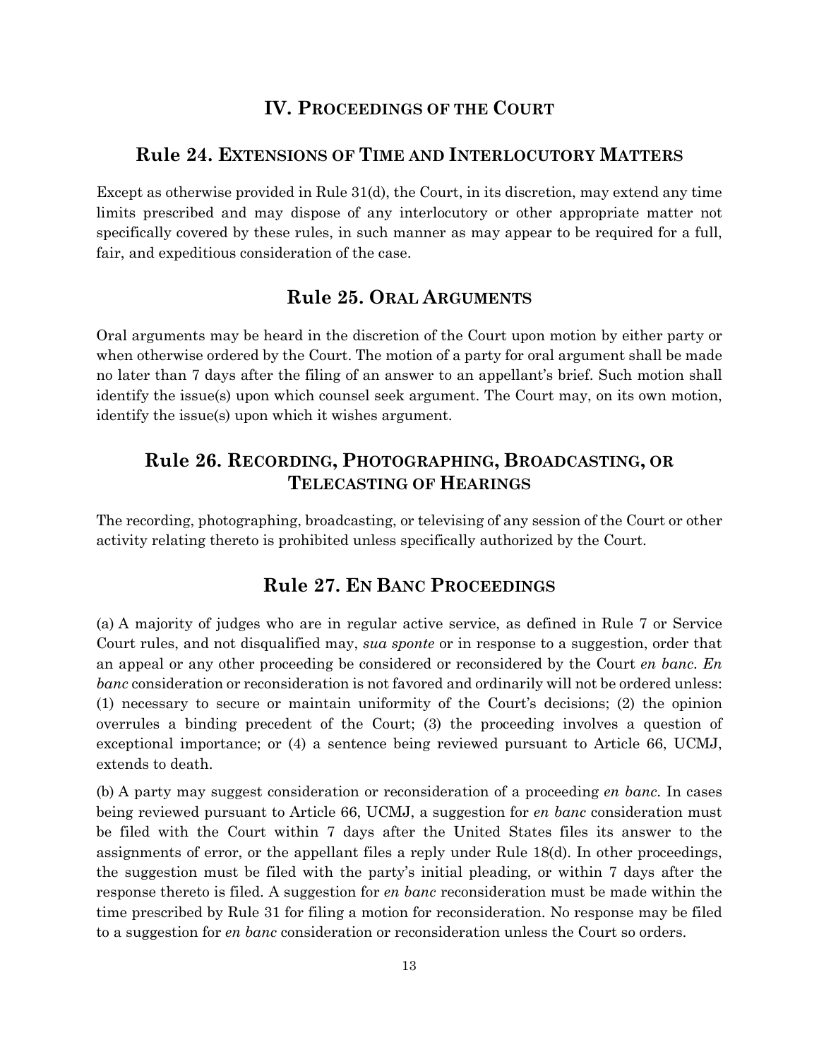## IV. Proceedings of the Court

### Rule 24. Extensions of Time and Interlocutory Matters

Except as otherwise provided in Rule 31(d), the Court, in its discretion, may extend any time limits prescribed and may dispose of any interlocutory or other appropriate matter not specifically covered by these rules, in such manner as may appear to be required for a full, fair, and expeditious consideration of the case.

### Rule 25. Oral Arguments

Oral arguments may be heard in the discretion of the Court upon motion by either party or when otherwise ordered by the Court. The motion of a party for oral argument shall be made no later than 7 days after the filing of an answer to an appellant's brief. Such motion shall identify the issue(s) upon which counsel seek argument. The Court may, on its own motion, identify the issue(s) upon which it wishes argument.

### Rule 26. Recording, Photographing, Broadcasting, or Telecasting of Hearings

The recording, photographing, broadcasting, or televising of any session of the Court or other activity relating thereto is prohibited unless specifically authorized by the Court.

### Rule 27. En Banc Proceedings

(a) A majority of judges who are in regular active service, as defined in Rule 7 or Service Court rules, and not disqualified may, *sua sponte* or in response to a suggestion, order that an appeal or any other proceeding be considered or reconsidered by the Court *en banc*. *En banc* consideration or reconsideration is not favored and ordinarily will not be ordered unless: (1) necessary to secure or maintain uniformity of the Court's decisions; (2) the opinion overrules a binding precedent of the Court; (3) the proceeding involves a question of exceptional importance; or (4) a sentence being reviewed pursuant to Article 66, UCMJ, extends to death.

(b) A party may suggest consideration or reconsideration of a proceeding *en banc*. In cases being reviewed pursuant to Article 66, UCMJ, a suggestion for *en banc* consideration must be filed with the Court within 7 days after the United States files its answer to the assignments of error, or the appellant files a reply under Rule 18(d). In other proceedings, the suggestion must be filed with the party's initial pleading, or within 7 days after the response thereto is filed. A suggestion for *en banc* reconsideration must be made within the time prescribed by Rule 31 for filing a motion for reconsideration. No response may be filed to a suggestion for *en banc* consideration or reconsideration unless the Court so orders.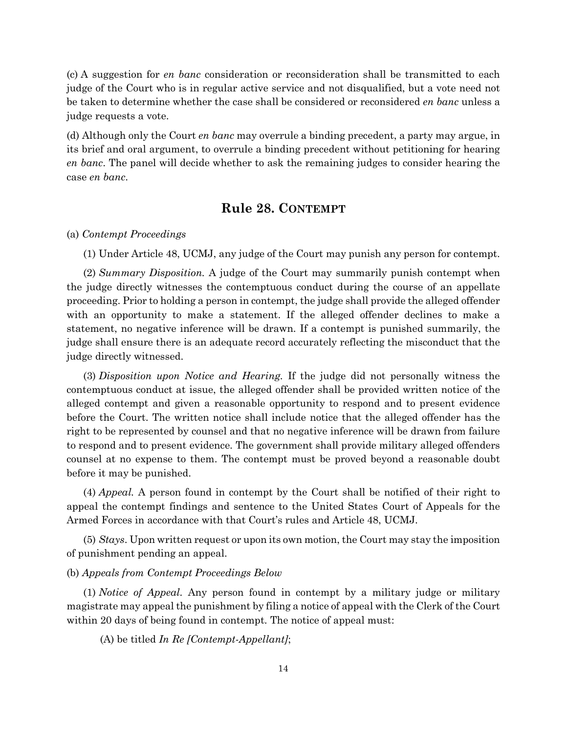(c) A suggestion for *en banc* consideration or reconsideration shall be transmitted to each judge of the Court who is in regular active service and not disqualified, but a vote need not be taken to determine whether the case shall be considered or reconsidered *en banc* unless a judge requests a vote.

(d) Although only the Court *en banc* may overrule a binding precedent, a party may argue, in its brief and oral argument, to overrule a binding precedent without petitioning for hearing *en banc*. The panel will decide whether to ask the remaining judges to consider hearing the case *en banc*.

## Rule 28. CONTEMPT

(a) *Contempt Proceedings*

(1) Under Article 48, UCMJ, any judge of the Court may punish any person for contempt.

(2) *Summary Disposition.* A judge of the Court may summarily punish contempt when the judge directly witnesses the contemptuous conduct during the course of an appellate proceeding. Prior to holding a person in contempt, the judge shall provide the alleged offender with an opportunity to make a statement. If the alleged offender declines to make a statement, no negative inference will be drawn. If a contempt is punished summarily, the judge shall ensure there is an adequate record accurately reflecting the misconduct that the judge directly witnessed.

(3) *Disposition upon Notice and Hearing.* If the judge did not personally witness the contemptuous conduct at issue, the alleged offender shall be provided written notice of the alleged contempt and given a reasonable opportunity to respond and to present evidence before the Court. The written notice shall include notice that the alleged offender has the right to be represented by counsel and that no negative inference will be drawn from failure to respond and to present evidence. The government shall provide military alleged offenders counsel at no expense to them. The contempt must be proved beyond a reasonable doubt before it may be punished.

(4) *Appeal.* A person found in contempt by the Court shall be notified of their right to appeal the contempt findings and sentence to the United States Court of Appeals for the Armed Forces in accordance with that Court's rules and Article 48, UCMJ.

(5) *Stays*. Upon written request or upon its own motion, the Court may stay the imposition of punishment pending an appeal.

(b) *Appeals from Contempt Proceedings Below*

(1) *Notice of Appeal.* Any person found in contempt by a military judge or military magistrate may appeal the punishment by filing a notice of appeal with the Clerk of the Court within 20 days of being found in contempt. The notice of appeal must:

(A) be titled *In Re [Contempt-Appellant]*;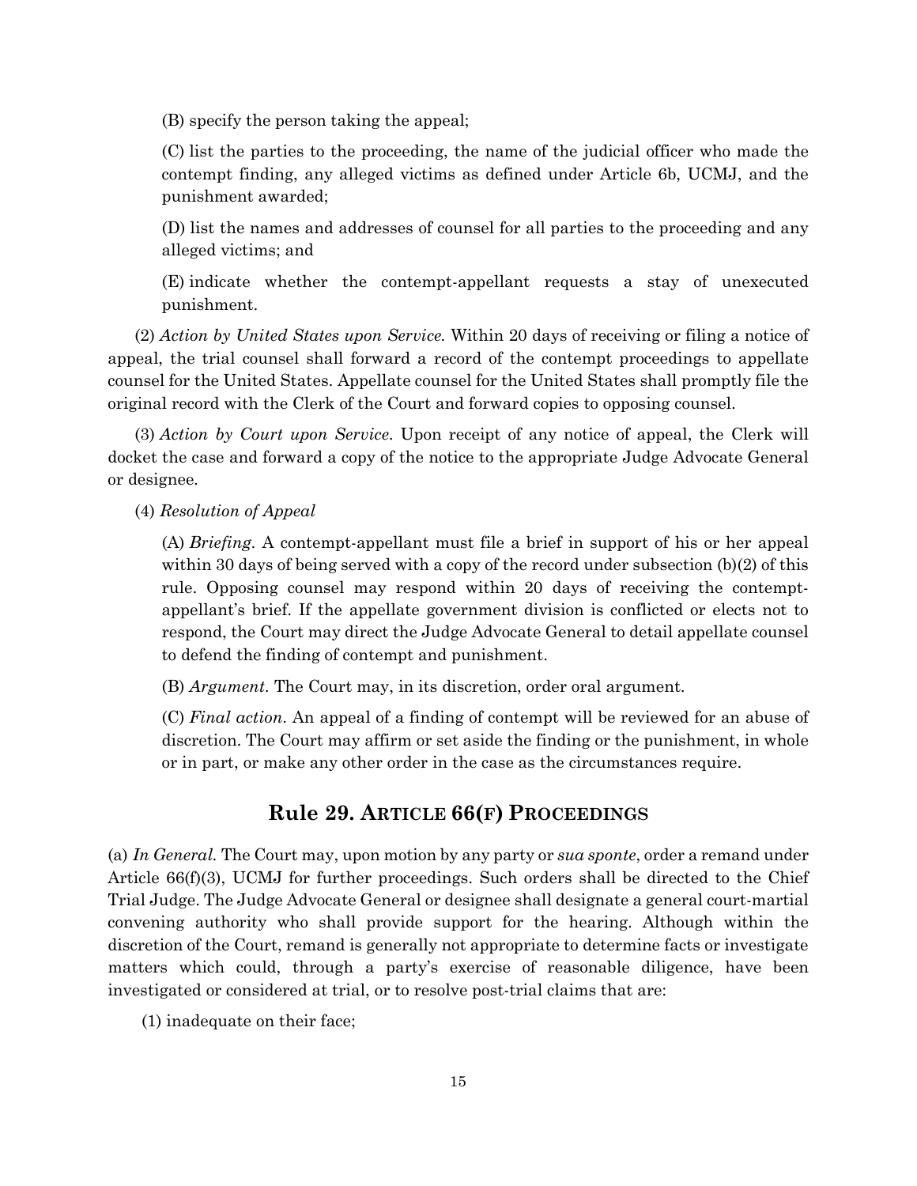(B) specify the person taking the appeal;

(C) list the parties to the proceeding, the name of the judicial officer who made the contempt finding, any alleged victims as defined under Article 6b, UCMJ, and the punishment awarded;

(D) list the names and addresses of counsel for all parties to the proceeding and any alleged victims; and

(E) indicate whether the contempt-appellant requests a stay of unexecuted punishment.

(2) *Action by United States upon Service.* Within 20 days of receiving or filing a notice of appeal, the trial counsel shall forward a record of the contempt proceedings to appellate counsel for the United States. Appellate counsel for the United States shall promptly file the original record with the Clerk of the Court and forward copies to opposing counsel.

(3) *Action by Court upon Service.* Upon receipt of any notice of appeal, the Clerk will docket the case and forward a copy of the notice to the appropriate Judge Advocate General or designee.

(4) *Resolution of Appeal*

(A) *Briefing.* A contempt-appellant must file a brief in support of his or her appeal within 30 days of being served with a copy of the record under subsection (b)(2) of this rule. Opposing counsel may respond within 20 days of receiving the contempt-appellant's brief. If the appellate government division is conflicted or elects not to respond, the Court may direct the Judge Advocate General to detail appellate counsel to defend the finding of contempt and punishment.

(B) *Argument.* The Court may, in its discretion, order oral argument.

(C) *Final action.* An appeal of a finding of contempt will be reviewed for an abuse of discretion. The Court may affirm or set aside the finding or the punishment, in whole or in part, or make any other order in the case as the circumstances require.

## Rule 29. ARTICLE 66(F) PROCEEDINGS

(a) *In General.* The Court may, upon motion by any party or *sua sponte*, order a remand under Article 66(f)(3), UCMJ for further proceedings. Such orders shall be directed to the Chief Trial Judge. The Judge Advocate General or designee shall designate a general court-martial convening authority who shall provide support for the hearing. Although within the discretion of the Court, remand is generally not appropriate to determine facts or investigate matters which could, through a party's exercise of reasonable diligence, have been investigated or considered at trial, or to resolve post-trial claims that are:

(1) inadequate on their face;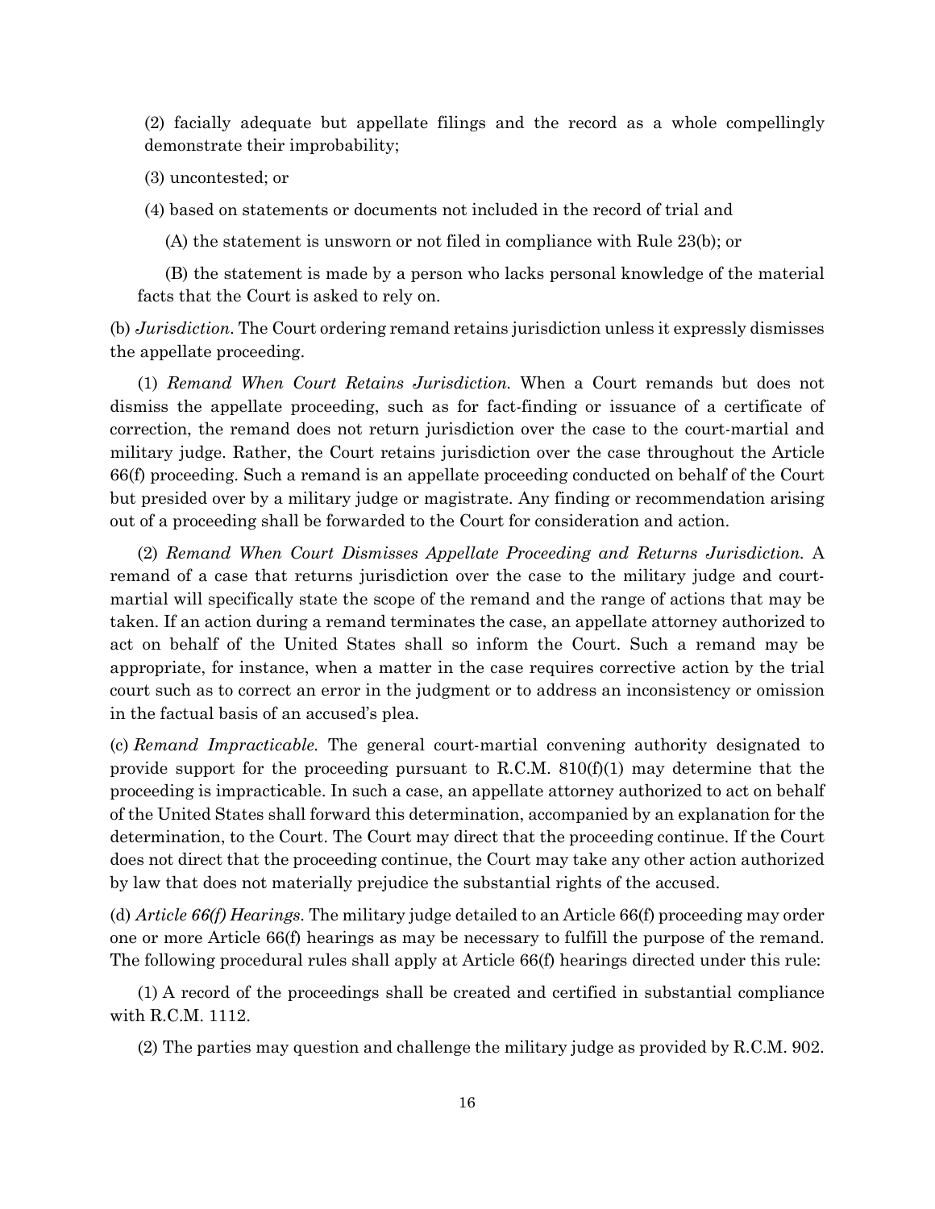(2) facially adequate but appellate filings and the record as a whole compellingly demonstrate their improbability;

(3) uncontested; or

(4) based on statements or documents not included in the record of trial and

(A) the statement is unsworn or not filed in compliance with Rule 23(b); or

(B) the statement is made by a person who lacks personal knowledge of the material facts that the Court is asked to rely on.

(b) *Jurisdiction*. The Court ordering remand retains jurisdiction unless it expressly dismisses the appellate proceeding.

(1) *Remand When Court Retains Jurisdiction.* When a Court remands but does not dismiss the appellate proceeding, such as for fact-finding or issuance of a certificate of correction, the remand does not return jurisdiction over the case to the court-martial and military judge. Rather, the Court retains jurisdiction over the case throughout the Article 66(f) proceeding. Such a remand is an appellate proceeding conducted on behalf of the Court but presided over by a military judge or magistrate. Any finding or recommendation arising out of a proceeding shall be forwarded to the Court for consideration and action.

(2) *Remand When Court Dismisses Appellate Proceeding and Returns Jurisdiction.* A remand of a case that returns jurisdiction over the case to the military judge and court-martial will specifically state the scope of the remand and the range of actions that may be taken. If an action during a remand terminates the case, an appellate attorney authorized to act on behalf of the United States shall so inform the Court. Such a remand may be appropriate, for instance, when a matter in the case requires corrective action by the trial court such as to correct an error in the judgment or to address an inconsistency or omission in the factual basis of an accused's plea.

(c) *Remand Impracticable.* The general court-martial convening authority designated to provide support for the proceeding pursuant to R.C.M. 810(f)(1) may determine that the proceeding is impracticable. In such a case, an appellate attorney authorized to act on behalf of the United States shall forward this determination, accompanied by an explanation for the determination, to the Court. The Court may direct that the proceeding continue. If the Court does not direct that the proceeding continue, the Court may take any other action authorized by law that does not materially prejudice the substantial rights of the accused.

(d) *Article 66(f) Hearings.* The military judge detailed to an Article 66(f) proceeding may order one or more Article 66(f) hearings as may be necessary to fulfill the purpose of the remand. The following procedural rules shall apply at Article 66(f) hearings directed under this rule:

(1) A record of the proceedings shall be created and certified in substantial compliance with R.C.M. 1112.

(2) The parties may question and challenge the military judge as provided by R.C.M. 902.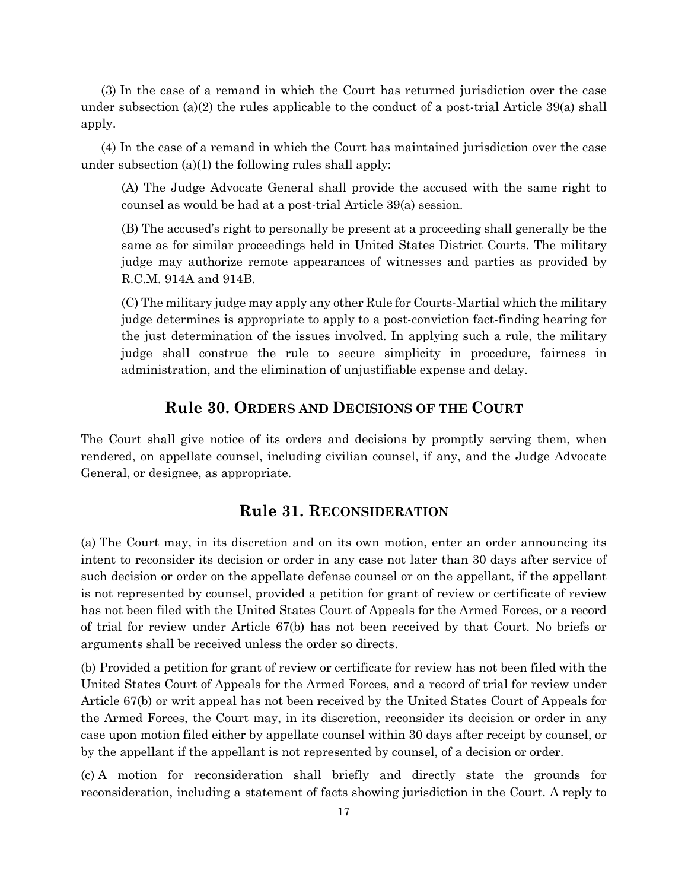(3) In the case of a remand in which the Court has returned jurisdiction over the case under subsection (a)(2) the rules applicable to the conduct of a post-trial Article 39(a) shall apply.

(4) In the case of a remand in which the Court has maintained jurisdiction over the case under subsection (a)(1) the following rules shall apply:

> (A) The Judge Advocate General shall provide the accused with the same right to counsel as would be had at a post-trial Article 39(a) session.
>
> (B) The accused's right to personally be present at a proceeding shall generally be the same as for similar proceedings held in United States District Courts. The military judge may authorize remote appearances of witnesses and parties as provided by R.C.M. 914A and 914B.
>
> (C) The military judge may apply any other Rule for Courts-Martial which the military judge determines is appropriate to apply to a post-conviction fact-finding hearing for the just determination of the issues involved. In applying such a rule, the military judge shall construe the rule to secure simplicity in procedure, fairness in administration, and the elimination of unjustifiable expense and delay.

## Rule 30. ORDERS AND DECISIONS OF THE COURT

The Court shall give notice of its orders and decisions by promptly serving them, when rendered, on appellate counsel, including civilian counsel, if any, and the Judge Advocate General, or designee, as appropriate.

## Rule 31. RECONSIDERATION

(a) The Court may, in its discretion and on its own motion, enter an order announcing its intent to reconsider its decision or order in any case not later than 30 days after service of such decision or order on the appellate defense counsel or on the appellant, if the appellant is not represented by counsel, provided a petition for grant of review or certificate of review has not been filed with the United States Court of Appeals for the Armed Forces, or a record of trial for review under Article 67(b) has not been received by that Court. No briefs or arguments shall be received unless the order so directs.

(b) Provided a petition for grant of review or certificate for review has not been filed with the United States Court of Appeals for the Armed Forces, and a record of trial for review under Article 67(b) or writ appeal has not been received by the United States Court of Appeals for the Armed Forces, the Court may, in its discretion, reconsider its decision or order in any case upon motion filed either by appellate counsel within 30 days after receipt by counsel, or by the appellant if the appellant is not represented by counsel, of a decision or order.

(c) A motion for reconsideration shall briefly and directly state the grounds for reconsideration, including a statement of facts showing jurisdiction in the Court. A reply to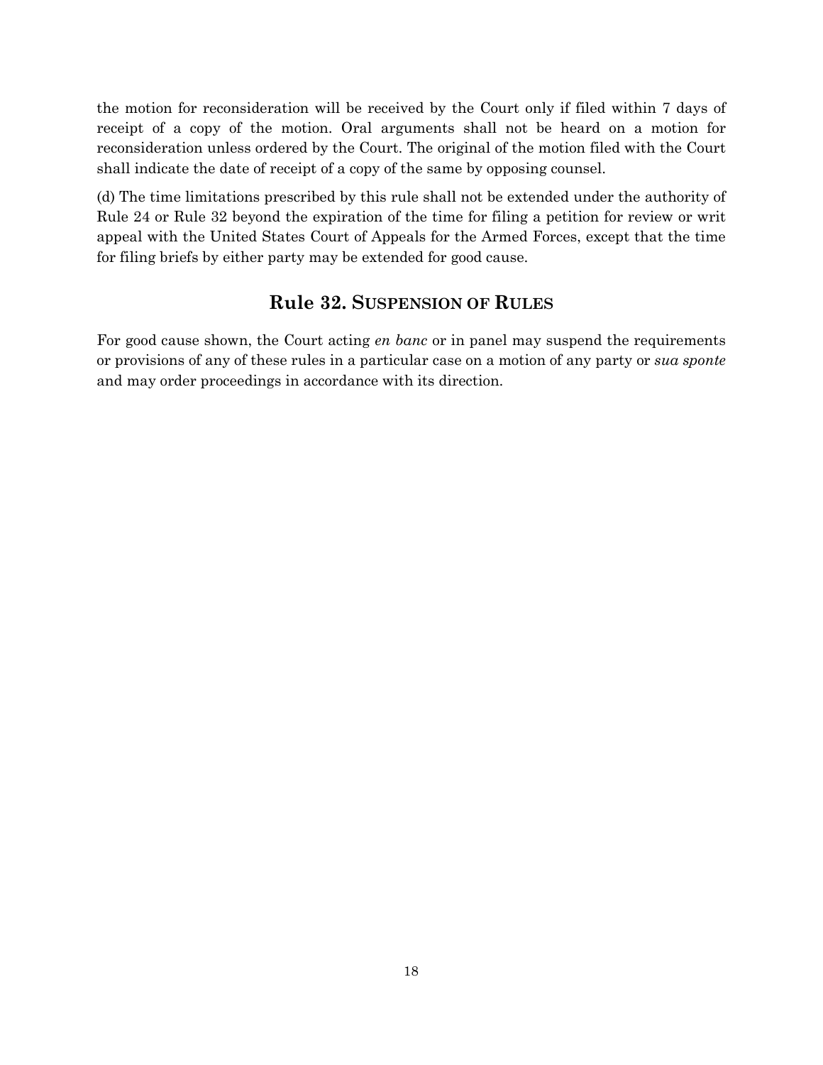the motion for reconsideration will be received by the Court only if filed within 7 days of receipt of a copy of the motion. Oral arguments shall not be heard on a motion for reconsideration unless ordered by the Court. The original of the motion filed with the Court shall indicate the date of receipt of a copy of the same by opposing counsel.

(d) The time limitations prescribed by this rule shall not be extended under the authority of Rule 24 or Rule 32 beyond the expiration of the time for filing a petition for review or writ appeal with the United States Court of Appeals for the Armed Forces, except that the time for filing briefs by either party may be extended for good cause.

## Rule 32. SUSPENSION OF RULES

For good cause shown, the Court acting *en banc* or in panel may suspend the requirements or provisions of any of these rules in a particular case on a motion of any party or *sua sponte* and may order proceedings in accordance with its direction.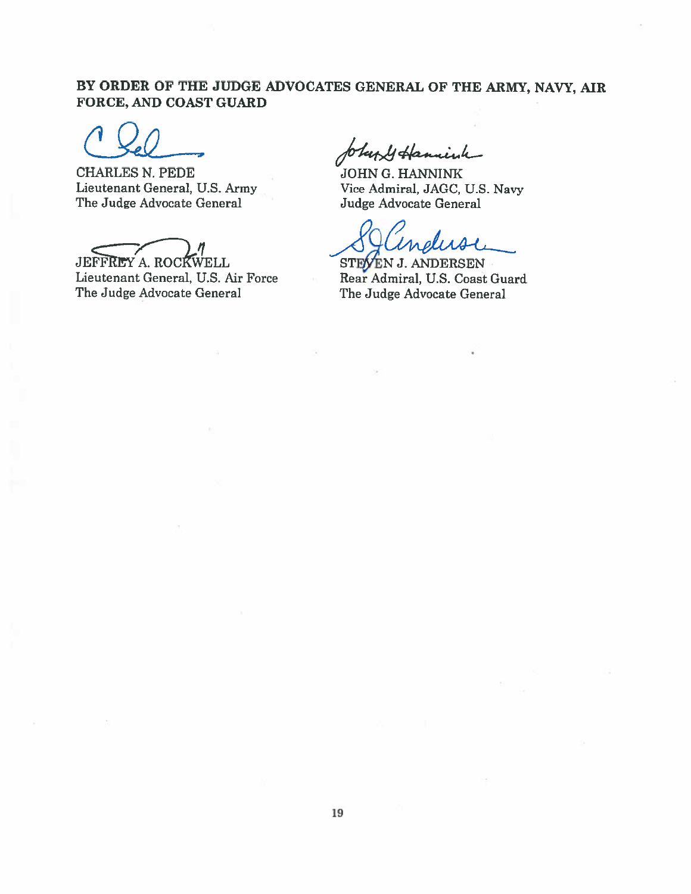**BY ORDER OF THE JUDGE ADVOCATES GENERAL OF THE ARMY, NAVY, AIR FORCE, AND COAST GUARD**

CHARLES N. PEDE
Lieutenant General, U.S. Army
The Judge Advocate General

JOHN G. HANNINK
Vice Admiral, JAGC, U.S. Navy
Judge Advocate General

JEFFREY A. ROCKWELL
Lieutenant General, U.S. Air Force
The Judge Advocate General

STEVEN J. ANDERSEN
Rear Admiral, U.S. Coast Guard
The Judge Advocate General